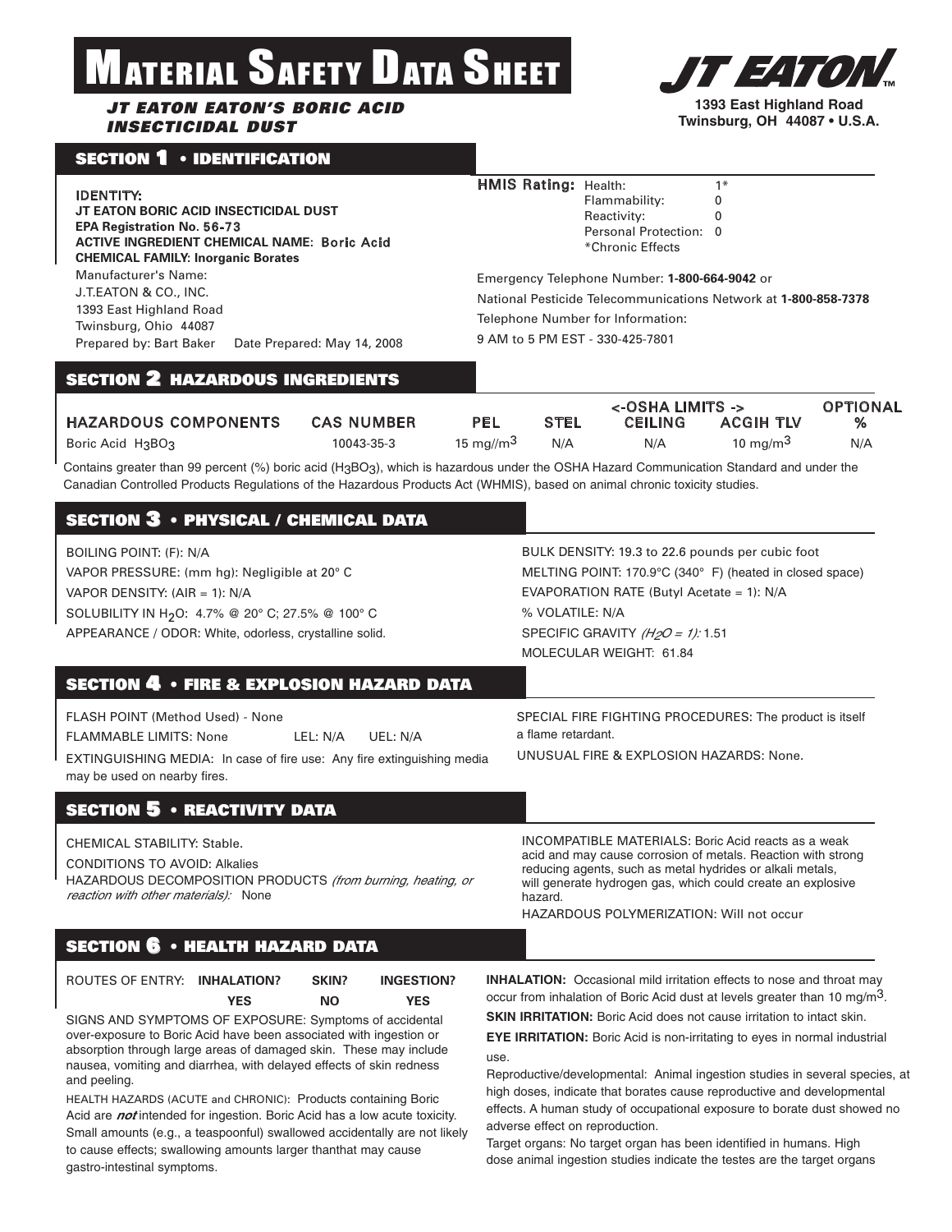# MATERIAL SAFETY DATA SHEET

***JT EATON EATON'S BORIC ACID INSECTICIDAL DUST***

**JT EATON™**
**1393 East Highland Road**
**Twinsburg, OH 44087 • U.S.A.**

## SECTION 1 • IDENTIFICATION

**IDENTITY:**
**JT EATON BORIC ACID INSECTICIDAL DUST**
**EPA Registration No. 56-73**
**ACTIVE INGREDIENT CHEMICAL NAME: Boric Acid**
**CHEMICAL FAMILY: Inorganic Borates**
Manufacturer's Name:
J.T.EATON & CO., INC.
1393 East Highland Road
Twinsburg, Ohio 44087
Prepared by: Bart Baker Date Prepared: May 14, 2008

**HMIS Rating:**
Health: 1*
Flammability: 0
Reactivity: 0
Personal Protection: 0
*Chronic Effects

Emergency Telephone Number: **1-800-664-9042** or
National Pesticide Telecommunications Network at **1-800-858-7378**
Telephone Number for Information:
9 AM to 5 PM EST - 330-425-7801

## SECTION 2 HAZARDOUS INGREDIENTS

| HAZARDOUS COMPONENTS | CAS NUMBER | PEL | STEL | <-OSHA LIMITS -> CEILING | ACGIH TLV | OPTIONAL % |
|---|---|---|---|---|---|---|
| Boric Acid $H_3BO_3$ | 10043-35-3 | 15 mg//m$^3$ | N/A | N/A | 10 mg/m$^3$ | N/A |

Contains greater than 99 percent (%) boric acid ($H_3BO_3$), which is hazardous under the OSHA Hazard Communication Standard and under the Canadian Controlled Products Regulations of the Hazardous Products Act (WHMIS), based on animal chronic toxicity studies.

## SECTION 3 • PHYSICAL / CHEMICAL DATA

BOILING POINT: (F): N/A
VAPOR PRESSURE: (mm hg): Negligible at 20° C
VAPOR DENSITY: (AIR = 1): N/A
SOLUBILITY IN $H_2O$: 4.7% @ 20° C; 27.5% @ 100° C
APPEARANCE / ODOR: White, odorless, crystalline solid.

BULK DENSITY: 19.3 to 22.6 pounds per cubic foot
MELTING POINT: 170.9°C (340° F) (heated in closed space)
EVAPORATION RATE (Butyl Acetate = 1): N/A
% VOLATILE: N/A
SPECIFIC GRAVITY *($H_2O$ = 1):* 1.51
MOLECULAR WEIGHT: 61.84

## SECTION 4 • FIRE & EXPLOSION HAZARD DATA

FLASH POINT (Method Used) - None
FLAMMABLE LIMITS: None LEL: N/A UEL: N/A
EXTINGUISHING MEDIA: In case of fire use: Any fire extinguishing media may be used on nearby fires.

SPECIAL FIRE FIGHTING PROCEDURES: The product is itself a flame retardant.
UNUSUAL FIRE & EXPLOSION HAZARDS: None.

## SECTION 5 • REACTIVITY DATA

CHEMICAL STABILITY: Stable.
CONDITIONS TO AVOID: Alkalies
HAZARDOUS DECOMPOSITION PRODUCTS *(from burning, heating, or reaction with other materials):* None

INCOMPATIBLE MATERIALS: Boric Acid reacts as a weak acid and may cause corrosion of metals. Reaction with strong reducing agents, such as metal hydrides or alkali metals, will generate hydrogen gas, which could create an explosive hazard.
HAZARDOUS POLYMERIZATION: Will not occur

## SECTION 6 • HEALTH HAZARD DATA

| ROUTES OF ENTRY: | INHALATION? | SKIN? | INGESTION? |
|---|---|---|---|
| | YES | NO | YES |

SIGNS AND SYMPTOMS OF EXPOSURE: Symptoms of accidental over-exposure to Boric Acid have been associated with ingestion or absorption through large areas of damaged skin. These may include nausea, vomiting and diarrhea, with delayed effects of skin redness and peeling.

HEALTH HAZARDS (ACUTE and CHRONIC): Products containing Boric Acid are ***not*** intended for ingestion. Boric Acid has a low acute toxicity. Small amounts (e.g., a teaspoonful) swallowed accidentally are not likely to cause effects; swallowing amounts larger thanthat may cause gastro-intestinal symptoms.

**INHALATION:** Occasional mild irritation effects to nose and throat may occur from inhalation of Boric Acid dust at levels greater than 10 mg/m$^3$.

**SKIN IRRITATION:** Boric Acid does not cause irritation to intact skin.

**EYE IRRITATION:** Boric Acid is non-irritating to eyes in normal industrial use.

Reproductive/developmental: Animal ingestion studies in several species, at high doses, indicate that borates cause reproductive and developmental effects. A human study of occupational exposure to borate dust showed no adverse effect on reproduction.

Target organs: No target organ has been identified in humans. High dose animal ingestion studies indicate the testes are the target organs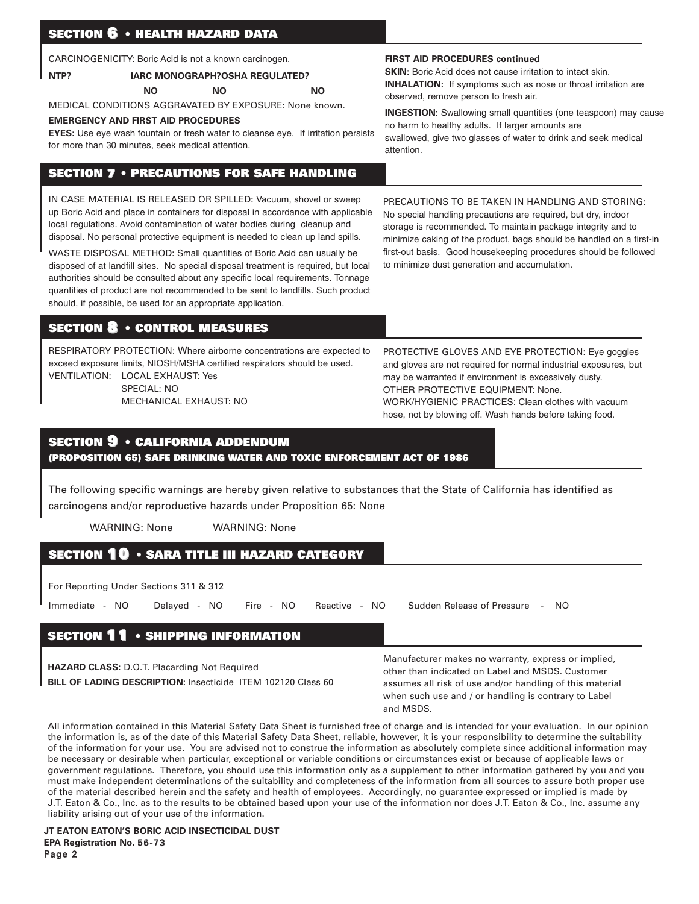## SECTION 6 • HEALTH HAZARD DATA

CARCINOGENICITY: Boric Acid is not a known carcinogen.

| NTP? | IARC MONOGRAPH? | OSHA REGULATED? |
|---|---|---|
| NO | NO | NO |

MEDICAL CONDITIONS AGGRAVATED BY EXPOSURE: None known.

**EMERGENCY AND FIRST AID PROCEDURES**

**EYES:** Use eye wash fountain or fresh water to cleanse eye. If irritation persists for more than 30 minutes, seek medical attention.

**FIRST AID PROCEDURES continued**

**SKIN:** Boric Acid does not cause irritation to intact skin.

**INHALATION:** If symptoms such as nose or throat irritation are observed, remove person to fresh air.

**INGESTION:** Swallowing small quantities (one teaspoon) may cause no harm to healthy adults. If larger amounts are swallowed, give two glasses of water to drink and seek medical attention.

## SECTION 7 • PRECAUTIONS FOR SAFE HANDLING

IN CASE MATERIAL IS RELEASED OR SPILLED: Vacuum, shovel or sweep up Boric Acid and place in containers for disposal in accordance with applicable local regulations. Avoid contamination of water bodies during cleanup and disposal. No personal protective equipment is needed to clean up land spills.

WASTE DISPOSAL METHOD: Small quantities of Boric Acid can usually be disposed of at landfill sites. No special disposal treatment is required, but local authorities should be consulted about any specific local requirements. Tonnage quantities of product are not recommended to be sent to landfills. Such product should, if possible, be used for an appropriate application.

PRECAUTIONS TO BE TAKEN IN HANDLING AND STORING: No special handling precautions are required, but dry, indoor storage is recommended. To maintain package integrity and to minimize caking of the product, bags should be handled on a first-in first-out basis. Good housekeeping procedures should be followed to minimize dust generation and accumulation.

## SECTION 8 • CONTROL MEASURES

RESPIRATORY PROTECTION: Where airborne concentrations are expected to exceed exposure limits, NIOSH/MSHA certified respirators should be used.

VENTILATION: LOCAL EXHAUST: Yes
SPECIAL: NO
MECHANICAL EXHAUST: NO

PROTECTIVE GLOVES AND EYE PROTECTION: Eye goggles and gloves are not required for normal industrial exposures, but may be warranted if environment is excessively dusty.

OTHER PROTECTIVE EQUIPMENT: None.

WORK/HYGIENIC PRACTICES: Clean clothes with vacuum hose, not by blowing off. Wash hands before taking food.

## SECTION 9 • CALIFORNIA ADDENDUM

### (PROPOSITION 65) SAFE DRINKING WATER AND TOXIC ENFORCEMENT ACT OF 1986

The following specific warnings are hereby given relative to substances that the State of California has identified as carcinogens and/or reproductive hazards under Proposition 65: None

WARNING: None WARNING: None

## SECTION 10 • SARA TITLE III HAZARD CATEGORY

For Reporting Under Sections 311 & 312

Immediate - NO Delayed - NO Fire - NO Reactive - NO Sudden Release of Pressure - NO

## SECTION 11 • SHIPPING INFORMATION

**HAZARD CLASS:** D.O.T. Placarding Not Required

**BILL OF LADING DESCRIPTION:** Insecticide ITEM 102120 Class 60

Manufacturer makes no warranty, express or implied, other than indicated on Label and MSDS. Customer assumes all risk of use and/or handling of this material when such use and / or handling is contrary to Label and MSDS.

All information contained in this Material Safety Data Sheet is furnished free of charge and is intended for your evaluation. In our opinion the information is, as of the date of this Material Safety Data Sheet, reliable, however, it is your responsibility to determine the suitability of the information for your use. You are advised not to construe the information as absolutely complete since additional information may be necessary or desirable when particular, exceptional or variable conditions or circumstances exist or because of applicable laws or government regulations. Therefore, you should use this information only as a supplement to other information gathered by you and you must make independent determinations of the suitability and completeness of the information from all sources to assure both proper use of the material described herein and the safety and health of employees. Accordingly, no guarantee expressed or implied is made by J.T. Eaton & Co., Inc. as to the results to be obtained based upon your use of the information nor does J.T. Eaton & Co., Inc. assume any liability arising out of your use of the information.

**JT EATON EATON'S BORIC ACID INSECTICIDAL DUST**
**EPA Registration No. 56-73**